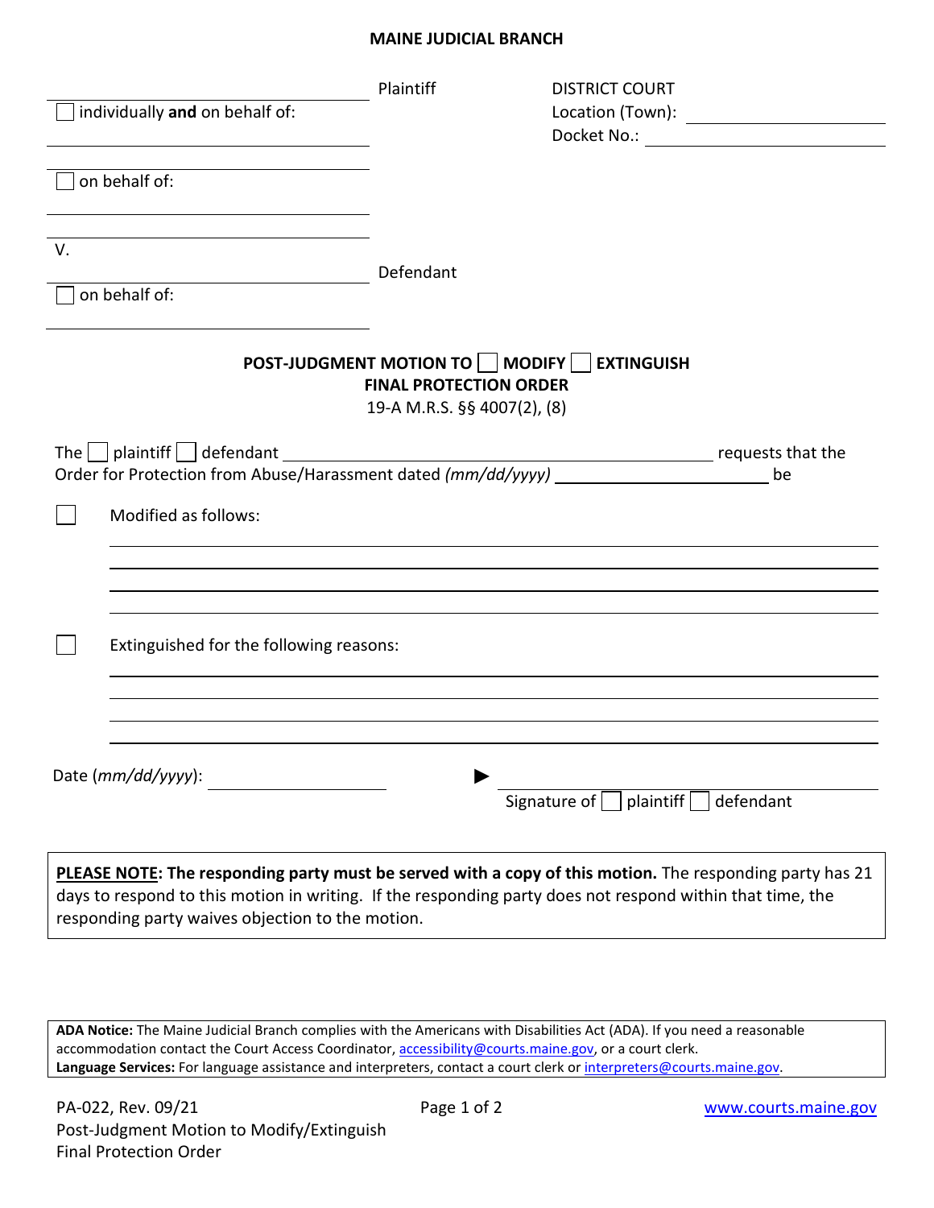**MAINE JUDICIAL BRANCH**

| | | |
|---|---|---|
| ______________________ Plaintiff | | DISTRICT COURT |
| ☐ individually **and** on behalf of: | | Location (Town): ______________ |
| ______________________ | | Docket No.: ______________ |
| ☐ on behalf of: | | |
| ______________________ | | |
| V. | | |
| ______________________ Defendant | | |
| ☐ on behalf of: | | |
| ______________________ | | |

**POST-JUDGMENT MOTION TO ☐ MODIFY ☐ EXTINGUISH**
**FINAL PROTECTION ORDER**
19-A M.R.S. §§ 4007(2), (8)

The ☐ plaintiff ☐ defendant ______________________________ requests that the Order for Protection from Abuse/Harassment dated *(mm/dd/yyyy)* ______________ be

☐ Modified as follows:

______________________________________________

______________________________________________

______________________________________________

______________________________________________

☐ Extinguished for the following reasons:

______________________________________________

______________________________________________

______________________________________________

______________________________________________

Date *(mm/dd/yyyy)*: ______________ ► ______________________________
Signature of ☐ plaintiff ☐ defendant

**PLEASE NOTE: The responding party must be served with a copy of this motion.** The responding party has 21 days to respond to this motion in writing. If the responding party does not respond within that time, the responding party waives objection to the motion.

**ADA Notice:** The Maine Judicial Branch complies with the Americans with Disabilities Act (ADA). If you need a reasonable accommodation contact the Court Access Coordinator, accessibility@courts.maine.gov, or a court clerk.
**Language Services:** For language assistance and interpreters, contact a court clerk or interpreters@courts.maine.gov.

PA-022, Rev. 09/21
Post-Judgment Motion to Modify/Extinguish Final Protection Order
www.courts.maine.gov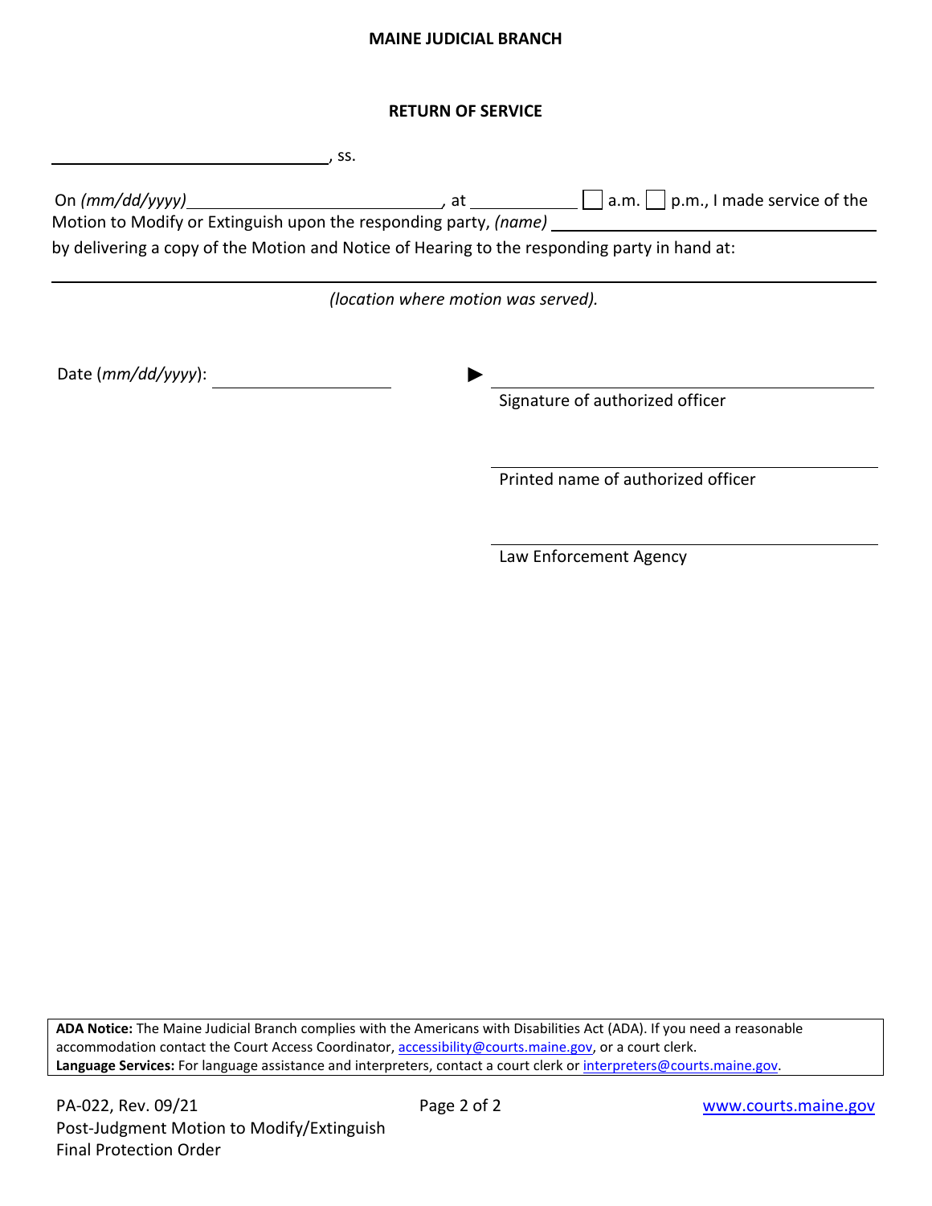**MAINE JUDICIAL BRANCH**

## RETURN OF SERVICE

\_\_\_\_\_\_\_\_\_\_\_\_\_\_\_\_\_\_\_\_\_\_\_\_\_\_\_\_\_\_, ss.

On *(mm/dd/yyyy)*\_\_\_\_\_\_\_\_\_\_\_\_\_\_\_\_\_\_\_\_\_\_\_\_, at \_\_\_\_\_\_\_\_\_\_ ☐ a.m. ☐ p.m., I made service of the Motion to Modify or Extinguish upon the responding party, *(name)* \_\_\_\_\_\_\_\_\_\_\_\_\_\_\_\_\_\_\_\_\_\_\_\_\_\_\_\_\_\_ by delivering a copy of the Motion and Notice of Hearing to the responding party in hand at:

\_\_\_\_\_\_\_\_\_\_\_\_\_\_\_\_\_\_\_\_\_\_\_\_\_\_\_\_\_\_\_\_\_\_\_\_\_\_\_\_\_\_\_\_\_\_\_\_\_\_\_\_\_\_\_\_\_\_\_\_

*(location where motion was served).*

Date (*mm/dd/yyyy*): \_\_\_\_\_\_\_\_\_\_\_\_\_\_\_\_\_\_ ► \_\_\_\_\_\_\_\_\_\_\_\_\_\_\_\_\_\_\_\_\_\_\_\_\_\_\_\_\_\_

Signature of authorized officer

\_\_\_\_\_\_\_\_\_\_\_\_\_\_\_\_\_\_\_\_\_\_\_\_\_\_\_\_\_\_

Printed name of authorized officer

\_\_\_\_\_\_\_\_\_\_\_\_\_\_\_\_\_\_\_\_\_\_\_\_\_\_\_\_\_\_

Law Enforcement Agency

**ADA Notice:** The Maine Judicial Branch complies with the Americans with Disabilities Act (ADA). If you need a reasonable accommodation contact the Court Access Coordinator, accessibility@courts.maine.gov, or a court clerk.
**Language Services:** For language assistance and interpreters, contact a court clerk or interpreters@courts.maine.gov.

PA-022, Rev. 09/21
Post-Judgment Motion to Modify/Extinguish Final Protection Order

www.courts.maine.gov